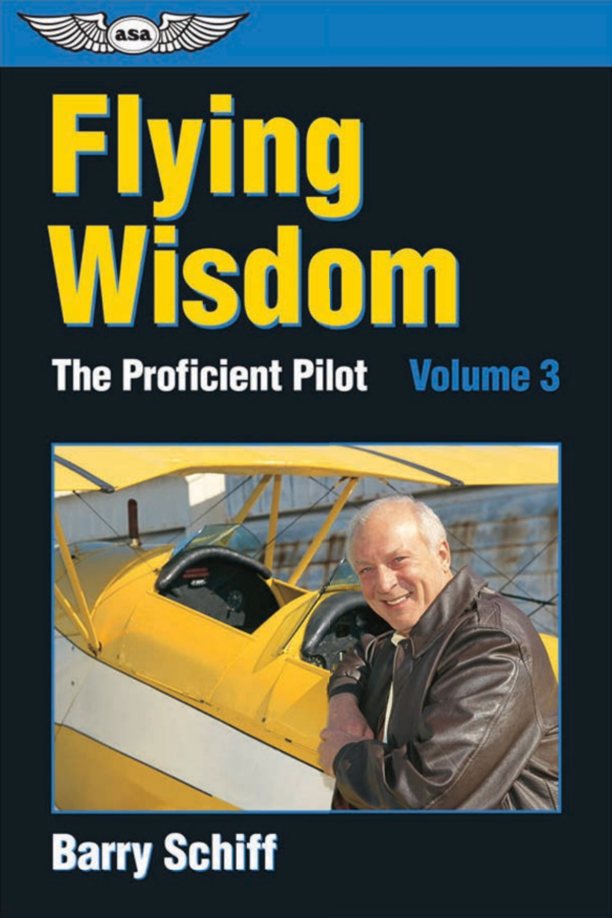asa

# Flying Wisdom

## The Proficient Pilot Volume 3

**Barry Schiff**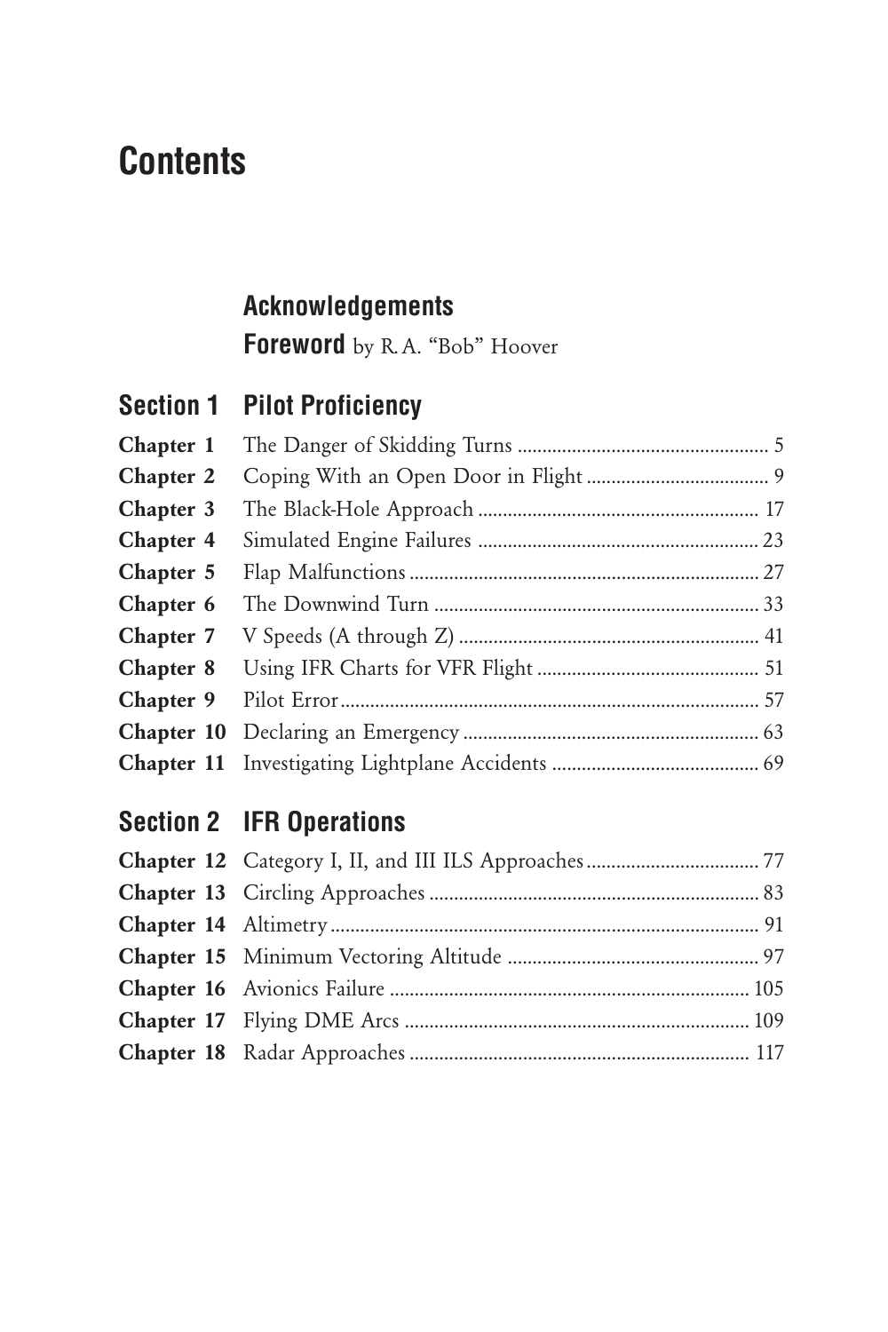# Contents

**Acknowledgements**

**Foreword** by R.A. "Bob" Hoover

## Section 1 Pilot Proficiency

| | | |
|---|---|---|
| **Chapter 1** | The Danger of Skidding Turns | 5 |
| **Chapter 2** | Coping With an Open Door in Flight | 9 |
| **Chapter 3** | The Black-Hole Approach | 17 |
| **Chapter 4** | Simulated Engine Failures | 23 |
| **Chapter 5** | Flap Malfunctions | 27 |
| **Chapter 6** | The Downwind Turn | 33 |
| **Chapter 7** | V Speeds (A through Z) | 41 |
| **Chapter 8** | Using IFR Charts for VFR Flight | 51 |
| **Chapter 9** | Pilot Error | 57 |
| **Chapter 10** | Declaring an Emergency | 63 |
| **Chapter 11** | Investigating Lightplane Accidents | 69 |

## Section 2 IFR Operations

| | | |
|---|---|---|
| **Chapter 12** | Category I, II, and III ILS Approaches | 77 |
| **Chapter 13** | Circling Approaches | 83 |
| **Chapter 14** | Altimetry | 91 |
| **Chapter 15** | Minimum Vectoring Altitude | 97 |
| **Chapter 16** | Avionics Failure | 105 |
| **Chapter 17** | Flying DME Arcs | 109 |
| **Chapter 18** | Radar Approaches | 117 |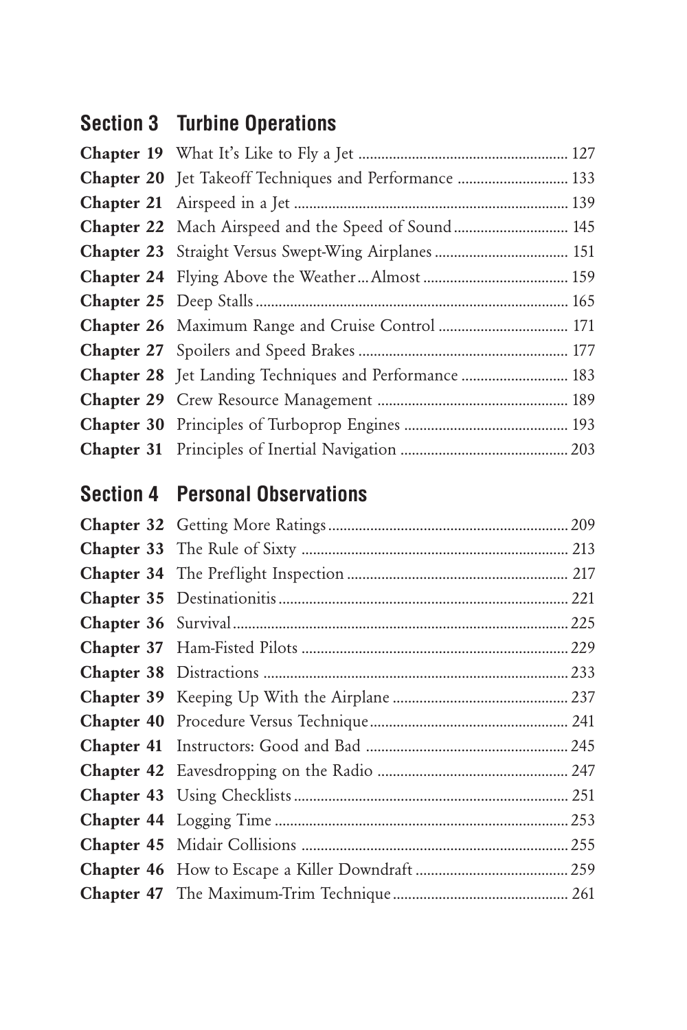## Section 3 Turbine Operations

| | | |
|---|---|---|
| **Chapter 19** | What It's Like to Fly a Jet | 127 |
| **Chapter 20** | Jet Takeoff Techniques and Performance | 133 |
| **Chapter 21** | Airspeed in a Jet | 139 |
| **Chapter 22** | Mach Airspeed and the Speed of Sound | 145 |
| **Chapter 23** | Straight Versus Swept-Wing Airplanes | 151 |
| **Chapter 24** | Flying Above the Weather…Almost | 159 |
| **Chapter 25** | Deep Stalls | 165 |
| **Chapter 26** | Maximum Range and Cruise Control | 171 |
| **Chapter 27** | Spoilers and Speed Brakes | 177 |
| **Chapter 28** | Jet Landing Techniques and Performance | 183 |
| **Chapter 29** | Crew Resource Management | 189 |
| **Chapter 30** | Principles of Turboprop Engines | 193 |
| **Chapter 31** | Principles of Inertial Navigation | 203 |

## Section 4 Personal Observations

| | | |
|---|---|---|
| **Chapter 32** | Getting More Ratings | 209 |
| **Chapter 33** | The Rule of Sixty | 213 |
| **Chapter 34** | The Preflight Inspection | 217 |
| **Chapter 35** | Destinationitis | 221 |
| **Chapter 36** | Survival | 225 |
| **Chapter 37** | Ham-Fisted Pilots | 229 |
| **Chapter 38** | Distractions | 233 |
| **Chapter 39** | Keeping Up With the Airplane | 237 |
| **Chapter 40** | Procedure Versus Technique | 241 |
| **Chapter 41** | Instructors: Good and Bad | 245 |
| **Chapter 42** | Eavesdropping on the Radio | 247 |
| **Chapter 43** | Using Checklists | 251 |
| **Chapter 44** | Logging Time | 253 |
| **Chapter 45** | Midair Collisions | 255 |
| **Chapter 46** | How to Escape a Killer Downdraft | 259 |
| **Chapter 47** | The Maximum-Trim Technique | 261 |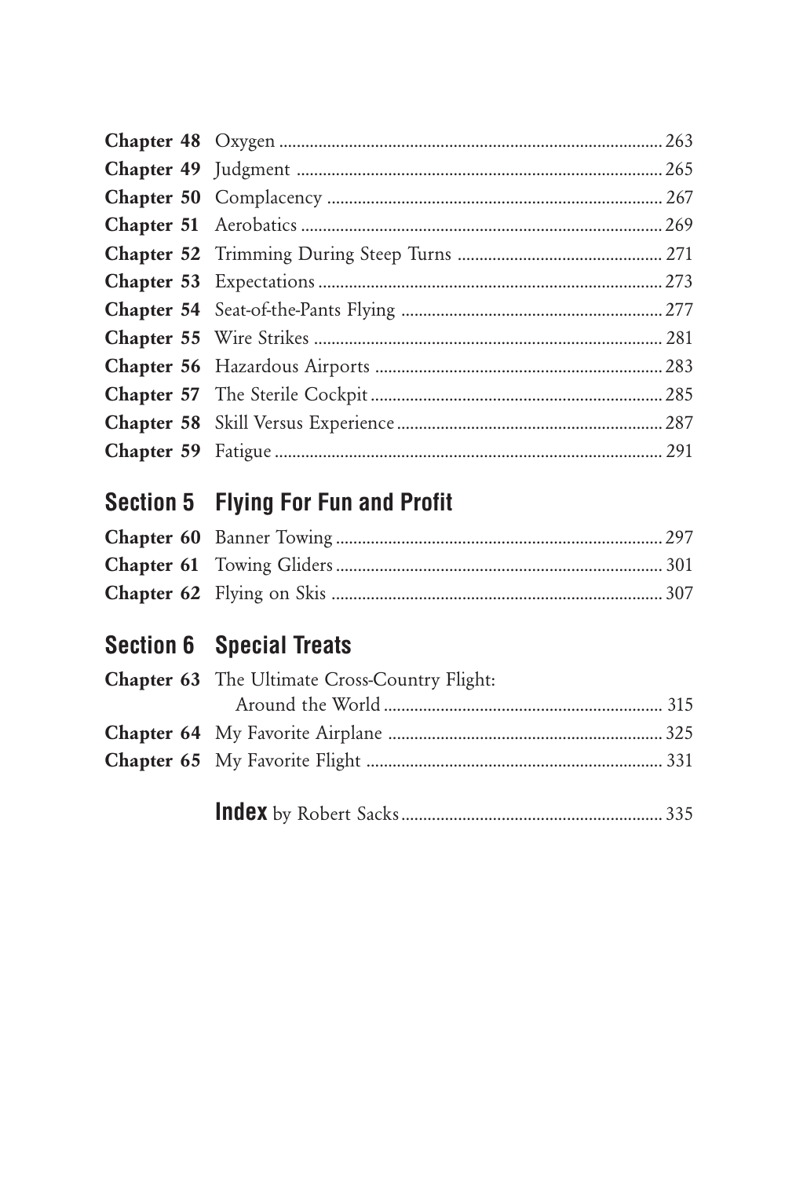**Chapter 48** Oxygen ........ 263
**Chapter 49** Judgment ........ 265
**Chapter 50** Complacency ........ 267
**Chapter 51** Aerobatics ........ 269
**Chapter 52** Trimming During Steep Turns ........ 271
**Chapter 53** Expectations ........ 273
**Chapter 54** Seat-of-the-Pants Flying ........ 277
**Chapter 55** Wire Strikes ........ 281
**Chapter 56** Hazardous Airports ........ 283
**Chapter 57** The Sterile Cockpit ........ 285
**Chapter 58** Skill Versus Experience ........ 287
**Chapter 59** Fatigue ........ 291

## Section 5 Flying For Fun and Profit

**Chapter 60** Banner Towing ........ 297
**Chapter 61** Towing Gliders ........ 301
**Chapter 62** Flying on Skis ........ 307

## Section 6 Special Treats

**Chapter 63** The Ultimate Cross-Country Flight: Around the World ........ 315
**Chapter 64** My Favorite Airplane ........ 325
**Chapter 65** My Favorite Flight ........ 331

**Index** by Robert Sacks ........ 335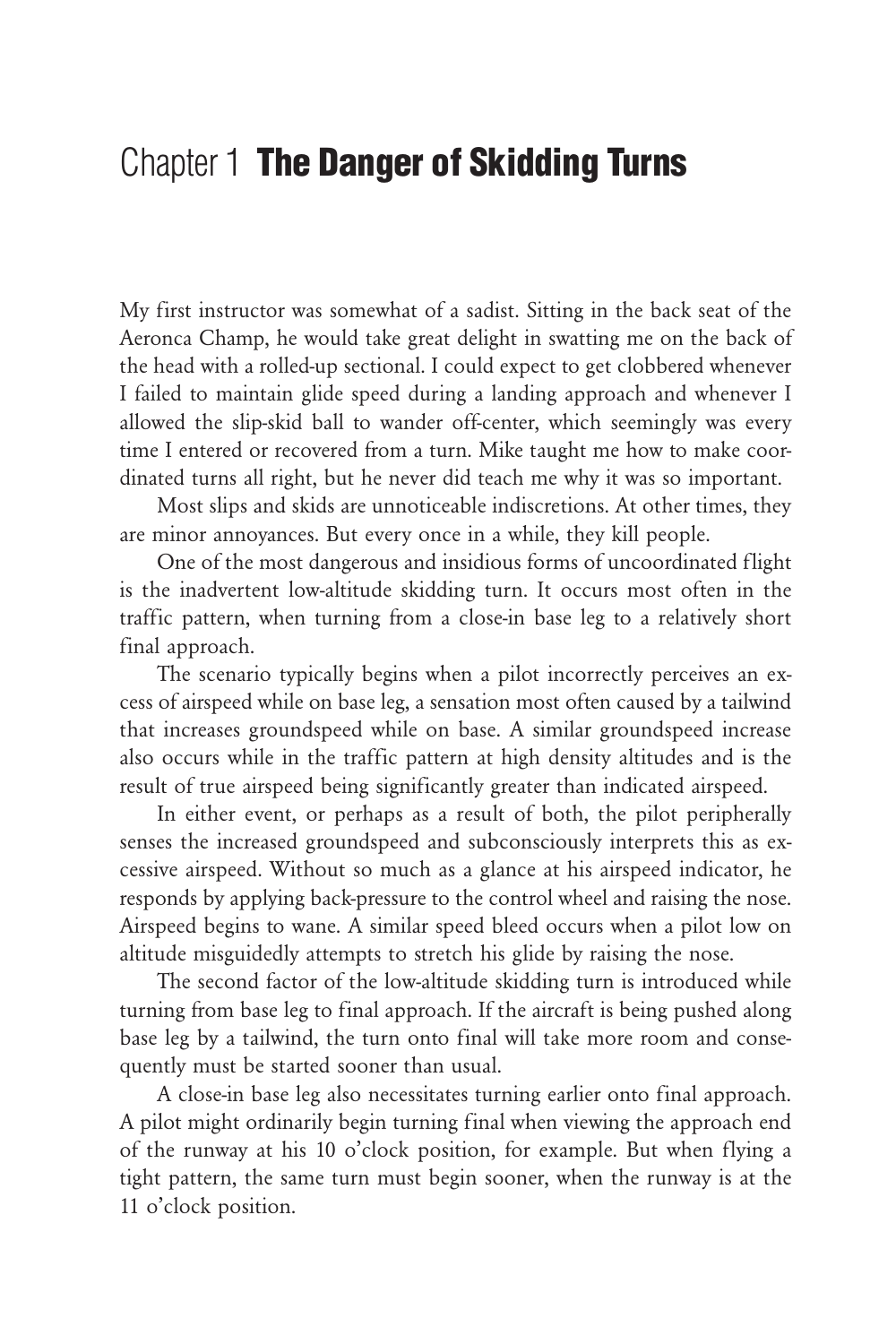# Chapter 1 **The Danger of Skidding Turns**

My first instructor was somewhat of a sadist. Sitting in the back seat of the Aeronca Champ, he would take great delight in swatting me on the back of the head with a rolled-up sectional. I could expect to get clobbered whenever I failed to maintain glide speed during a landing approach and whenever I allowed the slip-skid ball to wander off-center, which seemingly was every time I entered or recovered from a turn. Mike taught me how to make coordinated turns all right, but he never did teach me why it was so important.

Most slips and skids are unnoticeable indiscretions. At other times, they are minor annoyances. But every once in a while, they kill people.

One of the most dangerous and insidious forms of uncoordinated flight is the inadvertent low-altitude skidding turn. It occurs most often in the traffic pattern, when turning from a close-in base leg to a relatively short final approach.

The scenario typically begins when a pilot incorrectly perceives an excess of airspeed while on base leg, a sensation most often caused by a tailwind that increases groundspeed while on base. A similar groundspeed increase also occurs while in the traffic pattern at high density altitudes and is the result of true airspeed being significantly greater than indicated airspeed.

In either event, or perhaps as a result of both, the pilot peripherally senses the increased groundspeed and subconsciously interprets this as excessive airspeed. Without so much as a glance at his airspeed indicator, he responds by applying back-pressure to the control wheel and raising the nose. Airspeed begins to wane. A similar speed bleed occurs when a pilot low on altitude misguidedly attempts to stretch his glide by raising the nose.

The second factor of the low-altitude skidding turn is introduced while turning from base leg to final approach. If the aircraft is being pushed along base leg by a tailwind, the turn onto final will take more room and consequently must be started sooner than usual.

A close-in base leg also necessitates turning earlier onto final approach. A pilot might ordinarily begin turning final when viewing the approach end of the runway at his 10 o'clock position, for example. But when flying a tight pattern, the same turn must begin sooner, when the runway is at the 11 o'clock position.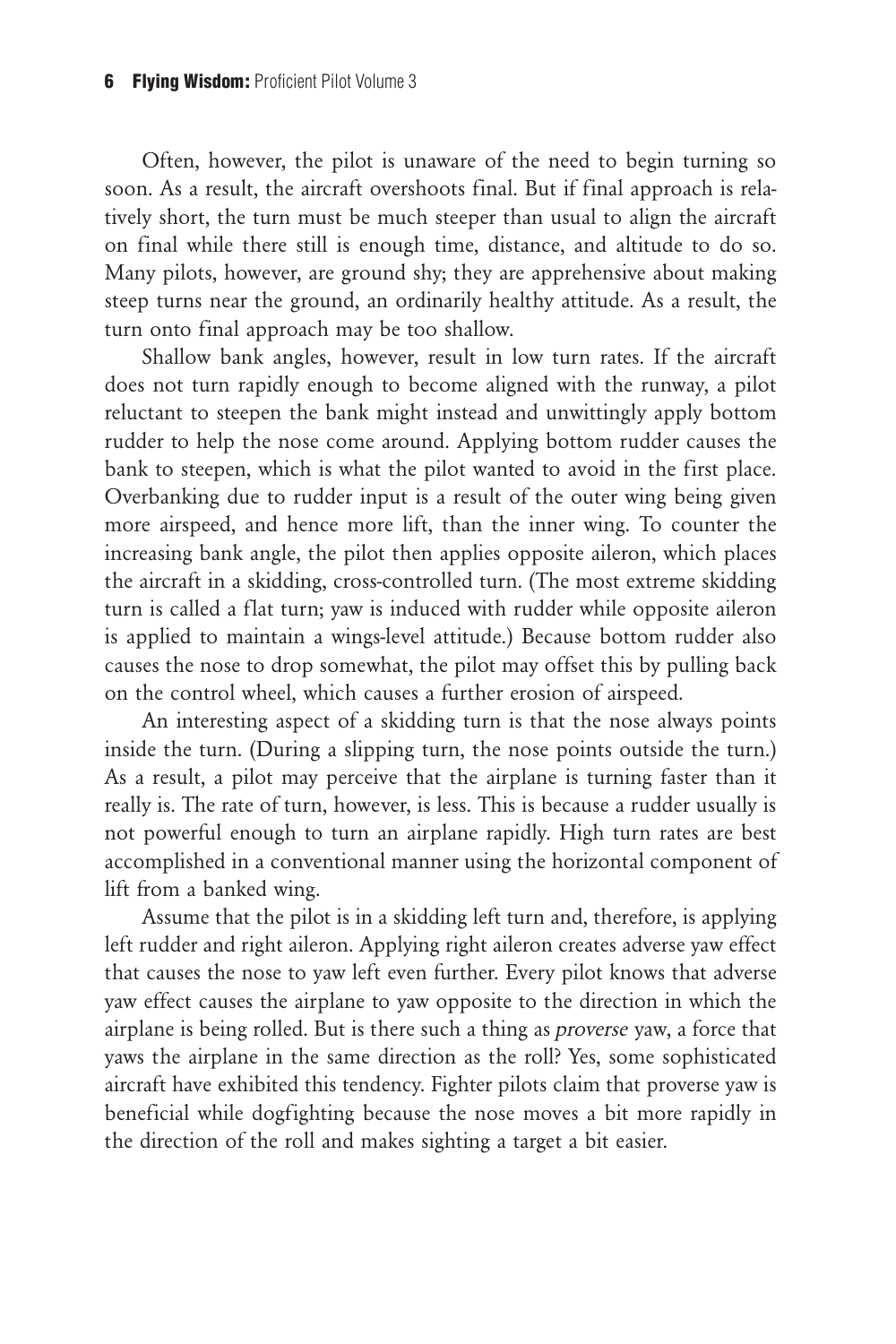Often, however, the pilot is unaware of the need to begin turning so soon. As a result, the aircraft overshoots final. But if final approach is relatively short, the turn must be much steeper than usual to align the aircraft on final while there still is enough time, distance, and altitude to do so. Many pilots, however, are ground shy; they are apprehensive about making steep turns near the ground, an ordinarily healthy attitude. As a result, the turn onto final approach may be too shallow.

Shallow bank angles, however, result in low turn rates. If the aircraft does not turn rapidly enough to become aligned with the runway, a pilot reluctant to steepen the bank might instead and unwittingly apply bottom rudder to help the nose come around. Applying bottom rudder causes the bank to steepen, which is what the pilot wanted to avoid in the first place. Overbanking due to rudder input is a result of the outer wing being given more airspeed, and hence more lift, than the inner wing. To counter the increasing bank angle, the pilot then applies opposite aileron, which places the aircraft in a skidding, cross-controlled turn. (The most extreme skidding turn is called a flat turn; yaw is induced with rudder while opposite aileron is applied to maintain a wings-level attitude.) Because bottom rudder also causes the nose to drop somewhat, the pilot may offset this by pulling back on the control wheel, which causes a further erosion of airspeed.

An interesting aspect of a skidding turn is that the nose always points inside the turn. (During a slipping turn, the nose points outside the turn.) As a result, a pilot may perceive that the airplane is turning faster than it really is. The rate of turn, however, is less. This is because a rudder usually is not powerful enough to turn an airplane rapidly. High turn rates are best accomplished in a conventional manner using the horizontal component of lift from a banked wing.

Assume that the pilot is in a skidding left turn and, therefore, is applying left rudder and right aileron. Applying right aileron creates adverse yaw effect that causes the nose to yaw left even further. Every pilot knows that adverse yaw effect causes the airplane to yaw opposite to the direction in which the airplane is being rolled. But is there such a thing as *proverse* yaw, a force that yaws the airplane in the same direction as the roll? Yes, some sophisticated aircraft have exhibited this tendency. Fighter pilots claim that proverse yaw is beneficial while dogfighting because the nose moves a bit more rapidly in the direction of the roll and makes sighting a target a bit easier.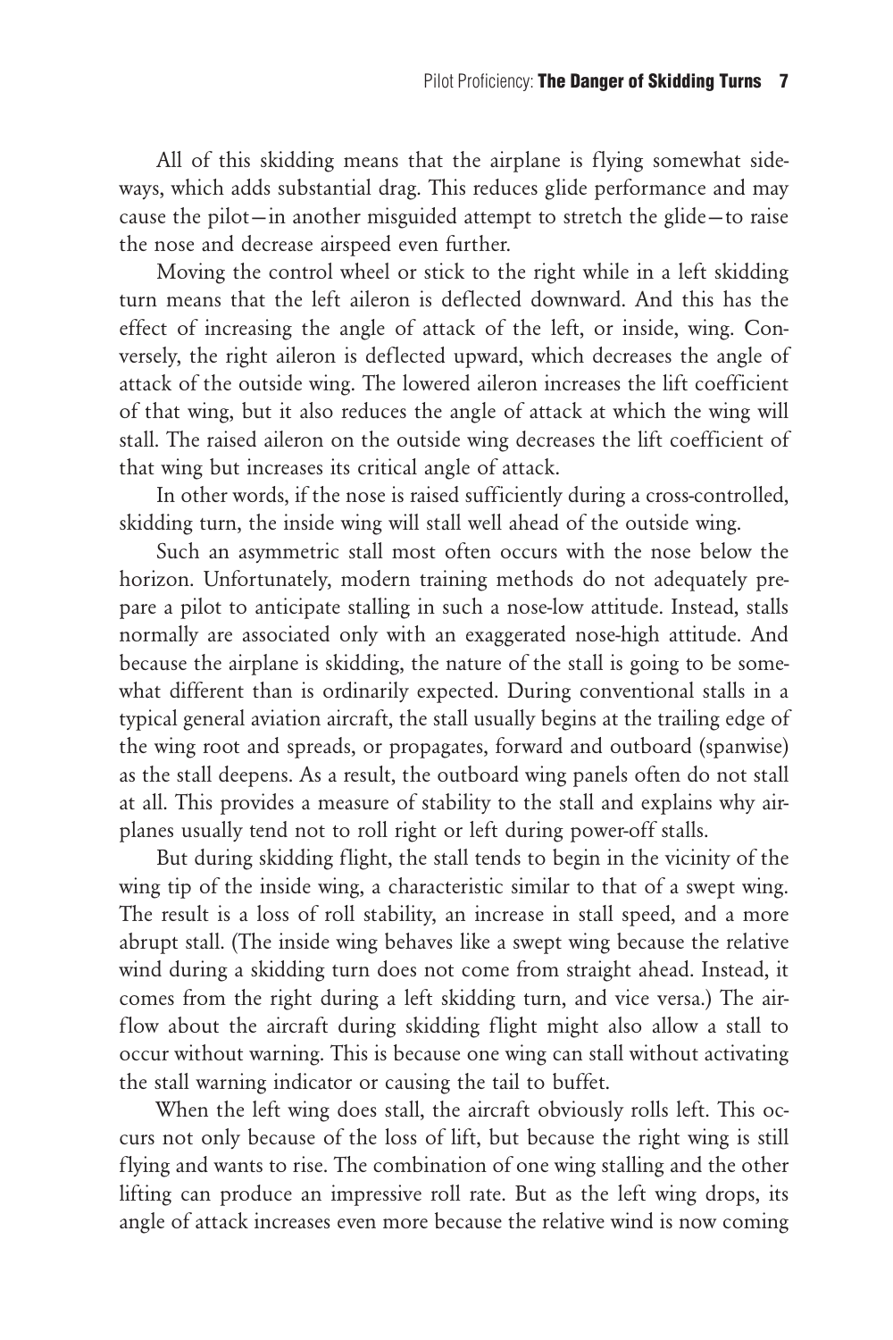All of this skidding means that the airplane is flying somewhat sideways, which adds substantial drag. This reduces glide performance and may cause the pilot—in another misguided attempt to stretch the glide—to raise the nose and decrease airspeed even further.

Moving the control wheel or stick to the right while in a left skidding turn means that the left aileron is deflected downward. And this has the effect of increasing the angle of attack of the left, or inside, wing. Conversely, the right aileron is deflected upward, which decreases the angle of attack of the outside wing. The lowered aileron increases the lift coefficient of that wing, but it also reduces the angle of attack at which the wing will stall. The raised aileron on the outside wing decreases the lift coefficient of that wing but increases its critical angle of attack.

In other words, if the nose is raised sufficiently during a cross-controlled, skidding turn, the inside wing will stall well ahead of the outside wing.

Such an asymmetric stall most often occurs with the nose below the horizon. Unfortunately, modern training methods do not adequately prepare a pilot to anticipate stalling in such a nose-low attitude. Instead, stalls normally are associated only with an exaggerated nose-high attitude. And because the airplane is skidding, the nature of the stall is going to be somewhat different than is ordinarily expected. During conventional stalls in a typical general aviation aircraft, the stall usually begins at the trailing edge of the wing root and spreads, or propagates, forward and outboard (spanwise) as the stall deepens. As a result, the outboard wing panels often do not stall at all. This provides a measure of stability to the stall and explains why airplanes usually tend not to roll right or left during power-off stalls.

But during skidding flight, the stall tends to begin in the vicinity of the wing tip of the inside wing, a characteristic similar to that of a swept wing. The result is a loss of roll stability, an increase in stall speed, and a more abrupt stall. (The inside wing behaves like a swept wing because the relative wind during a skidding turn does not come from straight ahead. Instead, it comes from the right during a left skidding turn, and vice versa.) The airflow about the aircraft during skidding flight might also allow a stall to occur without warning. This is because one wing can stall without activating the stall warning indicator or causing the tail to buffet.

When the left wing does stall, the aircraft obviously rolls left. This occurs not only because of the loss of lift, but because the right wing is still flying and wants to rise. The combination of one wing stalling and the other lifting can produce an impressive roll rate. But as the left wing drops, its angle of attack increases even more because the relative wind is now coming